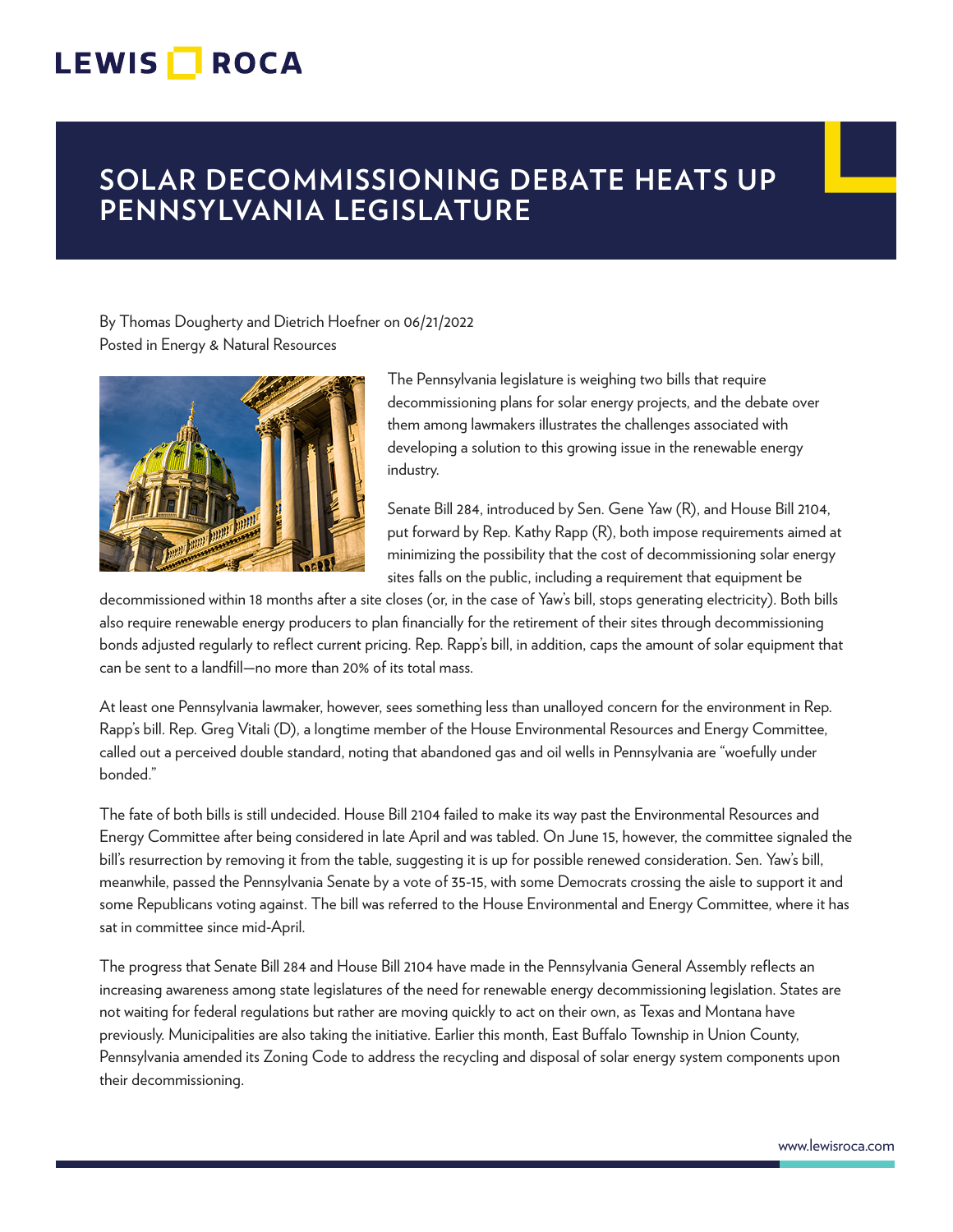# SOLAR DECOMMISSIONING DEBATE HEATS UP PENNSYLVANIA LEGISLATURE

By Thomas Dougherty and Dietrich Hoefner on 06/21/2022
Posted in Energy & Natural Resources

The Pennsylvania legislature is weighing two bills that require decommissioning plans for solar energy projects, and the debate over them among lawmakers illustrates the challenges associated with developing a solution to this growing issue in the renewable energy industry.

Senate Bill 284, introduced by Sen. Gene Yaw (R), and House Bill 2104, put forward by Rep. Kathy Rapp (R), both impose requirements aimed at minimizing the possibility that the cost of decommissioning solar energy sites falls on the public, including a requirement that equipment be decommissioned within 18 months after a site closes (or, in the case of Yaw's bill, stops generating electricity). Both bills also require renewable energy producers to plan financially for the retirement of their sites through decommissioning bonds adjusted regularly to reflect current pricing. Rep. Rapp's bill, in addition, caps the amount of solar equipment that can be sent to a landfill—no more than 20% of its total mass.

At least one Pennsylvania lawmaker, however, sees something less than unalloyed concern for the environment in Rep. Rapp's bill. Rep. Greg Vitali (D), a longtime member of the House Environmental Resources and Energy Committee, called out a perceived double standard, noting that abandoned gas and oil wells in Pennsylvania are "woefully under bonded."

The fate of both bills is still undecided. House Bill 2104 failed to make its way past the Environmental Resources and Energy Committee after being considered in late April and was tabled. On June 15, however, the committee signaled the bill's resurrection by removing it from the table, suggesting it is up for possible renewed consideration. Sen. Yaw's bill, meanwhile, passed the Pennsylvania Senate by a vote of 35-15, with some Democrats crossing the aisle to support it and some Republicans voting against. The bill was referred to the House Environmental and Energy Committee, where it has sat in committee since mid-April.

The progress that Senate Bill 284 and House Bill 2104 have made in the Pennsylvania General Assembly reflects an increasing awareness among state legislatures of the need for renewable energy decommissioning legislation. States are not waiting for federal regulations but rather are moving quickly to act on their own, as Texas and Montana have previously. Municipalities are also taking the initiative. Earlier this month, East Buffalo Township in Union County, Pennsylvania amended its Zoning Code to address the recycling and disposal of solar energy system components upon their decommissioning.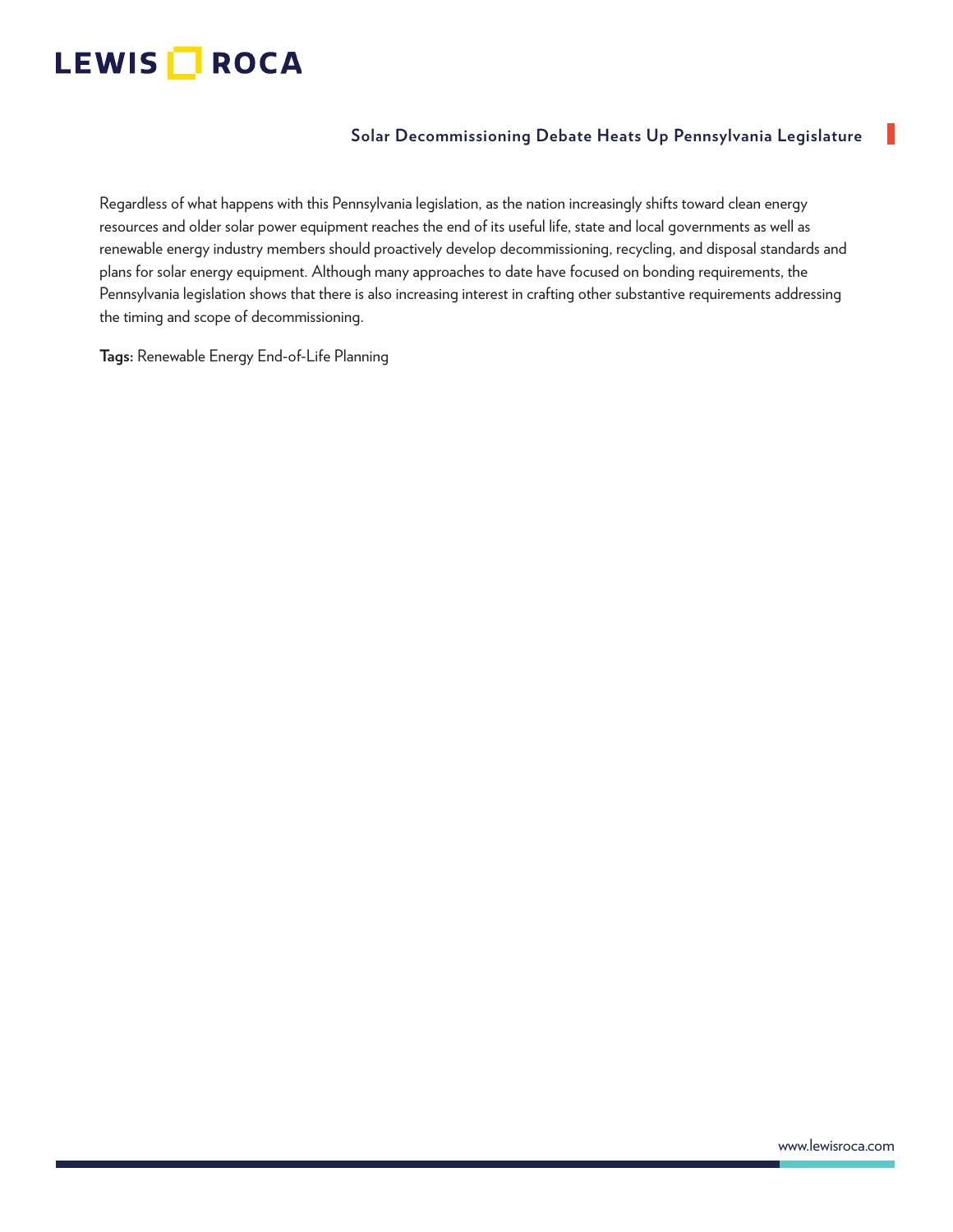Regardless of what happens with this Pennsylvania legislation, as the nation increasingly shifts toward clean energy resources and older solar power equipment reaches the end of its useful life, state and local governments as well as renewable energy industry members should proactively develop decommissioning, recycling, and disposal standards and plans for solar energy equipment. Although many approaches to date have focused on bonding requirements, the Pennsylvania legislation shows that there is also increasing interest in crafting other substantive requirements addressing the timing and scope of decommissioning.

**Tags:** Renewable Energy End-of-Life Planning